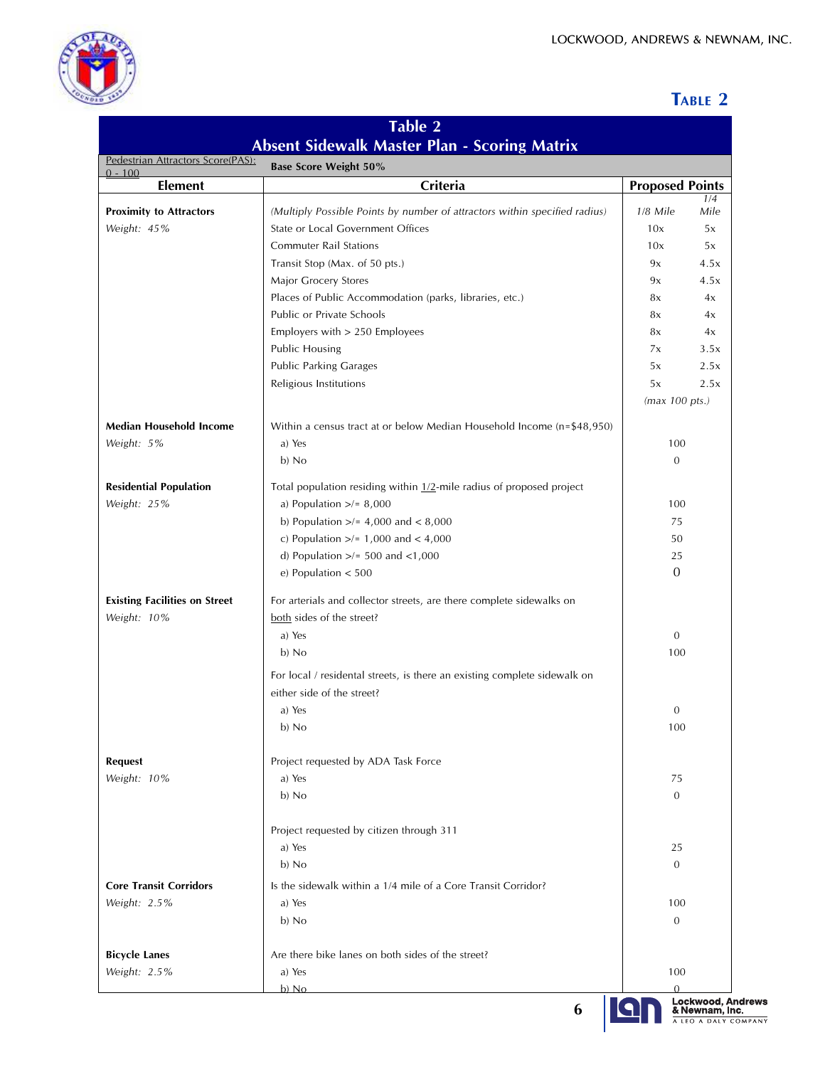# Table 2

| Table 2 Absent Sidewalk Master Plan - Scoring Matrix | | | |
|---|---|---|---|
| Pedestrian Attractors Score(PAS): 0 - 100 | **Base Score Weight 50%** | | |
| **Element** | **Criteria** | **Proposed Points** | |
| **Proximity to Attractors** | *(Multiply Possible Points by number of attractors within specified radius)* | *1/8 Mile* | *1/4 Mile* |
| *Weight: 45%* | State or Local Government Offices | 10x | 5x |
| | Commuter Rail Stations | 10x | 5x |
| | Transit Stop (Max. of 50 pts.) | 9x | 4.5x |
| | Major Grocery Stores | 9x | 4.5x |
| | Places of Public Accommodation (parks, libraries, etc.) | 8x | 4x |
| | Public or Private Schools | 8x | 4x |
| | Employers with > 250 Employees | 8x | 4x |
| | Public Housing | 7x | 3.5x |
| | Public Parking Garages | 5x | 2.5x |
| | Religious Institutions | 5x | 2.5x |
| | | *(max 100 pts.)* | |
| **Median Household Income** | Within a census tract at or below Median Household Income (n=$48,950) | | |
| *Weight: 5%* | a) Yes | 100 | |
| | b) No | 0 | |
| **Residential Population** | Total population residing within 1/2-mile radius of proposed project | | |
| *Weight: 25%* | a) Population >/= 8,000 | 100 | |
| | b) Population >/= 4,000 and < 8,000 | 75 | |
| | c) Population >/= 1,000 and < 4,000 | 50 | |
| | d) Population >/= 500 and <1,000 | 25 | |
| | e) Population < 500 | 0 | |
| **Existing Facilities on Street** | For arterials and collector streets, are there complete sidewalks on both sides of the street? | | |
| *Weight: 10%* | a) Yes | 0 | |
| | b) No | 100 | |
| | For local / residental streets, is there an existing complete sidewalk on either side of the street? | | |
| | a) Yes | 0 | |
| | b) No | 100 | |
| **Request** | Project requested by ADA Task Force | | |
| *Weight: 10%* | a) Yes | 75 | |
| | b) No | 0 | |
| | Project requested by citizen through 311 | | |
| | a) Yes | 25 | |
| | b) No | 0 | |
| **Core Transit Corridors** | Is the sidewalk within a 1/4 mile of a Core Transit Corridor? | | |
| *Weight: 2.5%* | a) Yes | 100 | |
| | b) No | 0 | |
| **Bicycle Lanes** | Are there bike lanes on both sides of the street? | | |
| *Weight: 2.5%* | a) Yes | 100 | |
| | b) No | 0 | |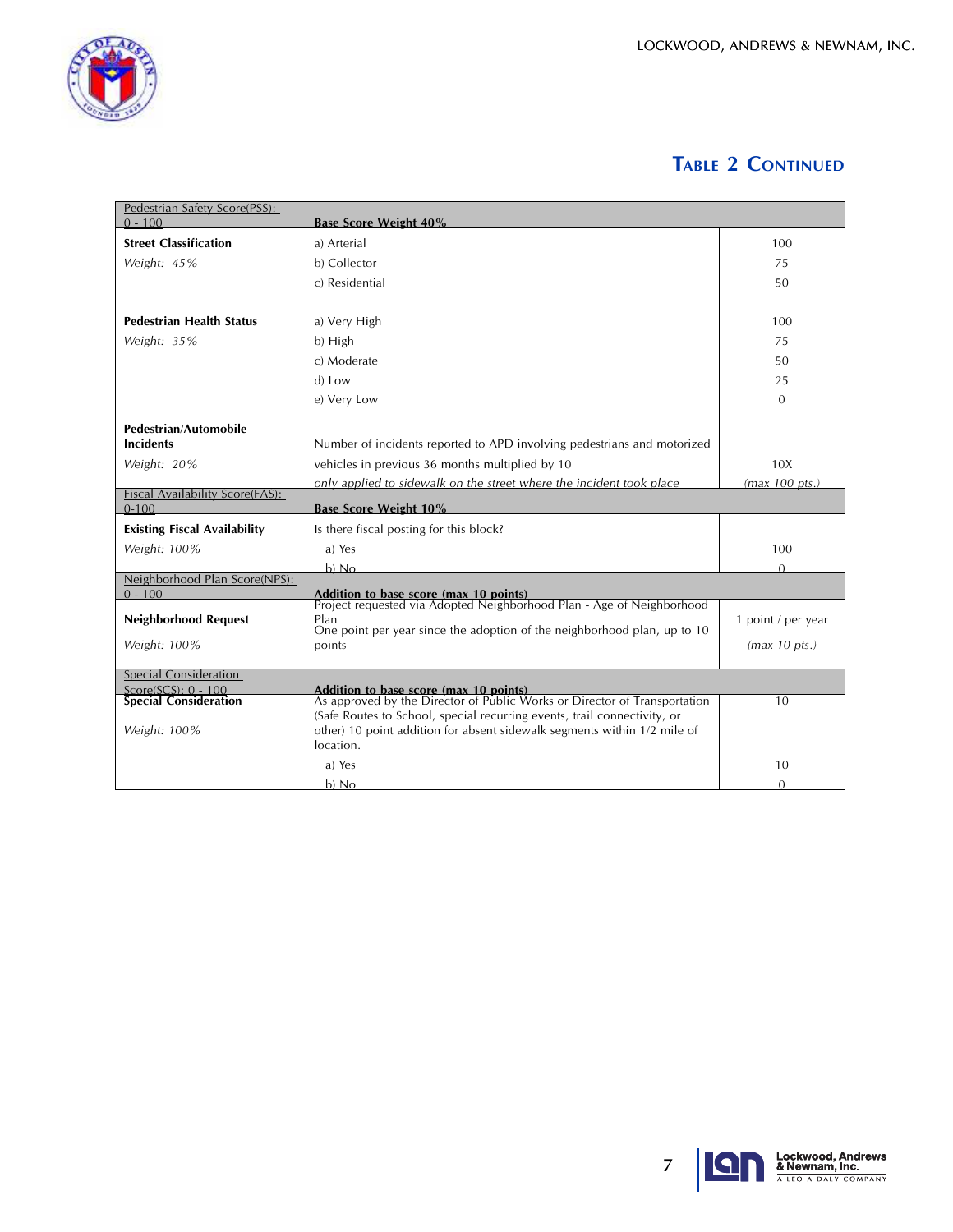## Table 2 Continued

| | | |
|---|---|---|
| Pedestrian Safety Score(PSS): 0 - 100 | **Base Score Weight 40%** | |
| **Street Classification** | a) Arterial | 100 |
| *Weight: 45%* | b) Collector | 75 |
| | c) Residential | 50 |
| **Pedestrian Health Status** | a) Very High | 100 |
| *Weight: 35%* | b) High | 75 |
| | c) Moderate | 50 |
| | d) Low | 25 |
| | e) Very Low | 0 |
| **Pedestrian/Automobile Incidents** | Number of incidents reported to APD involving pedestrians and motorized | |
| *Weight: 20%* | vehicles in previous 36 months multiplied by 10 | 10X |
| | only applied to sidewalk on the street where the incident took place | *(max 100 pts.)* |
| Fiscal Availability Score(FAS): 0-100 | **Base Score Weight 10%** | |
| **Existing Fiscal Availability** | Is there fiscal posting for this block? | |
| *Weight: 100%* | a) Yes | 100 |
| | b) No | 0 |
| Neighborhood Plan Score(NPS): 0 - 100 | **Addition to base score (max 10 points)** | |
| **Neighborhood Request** | Project requested via Adopted Neighborhood Plan - Age of Neighborhood Plan | 1 point / per year |
| *Weight: 100%* | One point per year since the adoption of the neighborhood plan, up to 10 points | *(max 10 pts.)* |
| Special Consideration Score(SCS): 0 - 100 | **Addition to base score (max 10 points)** | |
| **Special Consideration** | As approved by the Director of Public Works or Director of Transportation | 10 |
| *Weight: 100%* | (Safe Routes to School, special recurring events, trail connectivity, or other) 10 point addition for absent sidewalk segments within 1/2 mile of location. | |
| | a) Yes | 10 |
| | b) No | 0 |